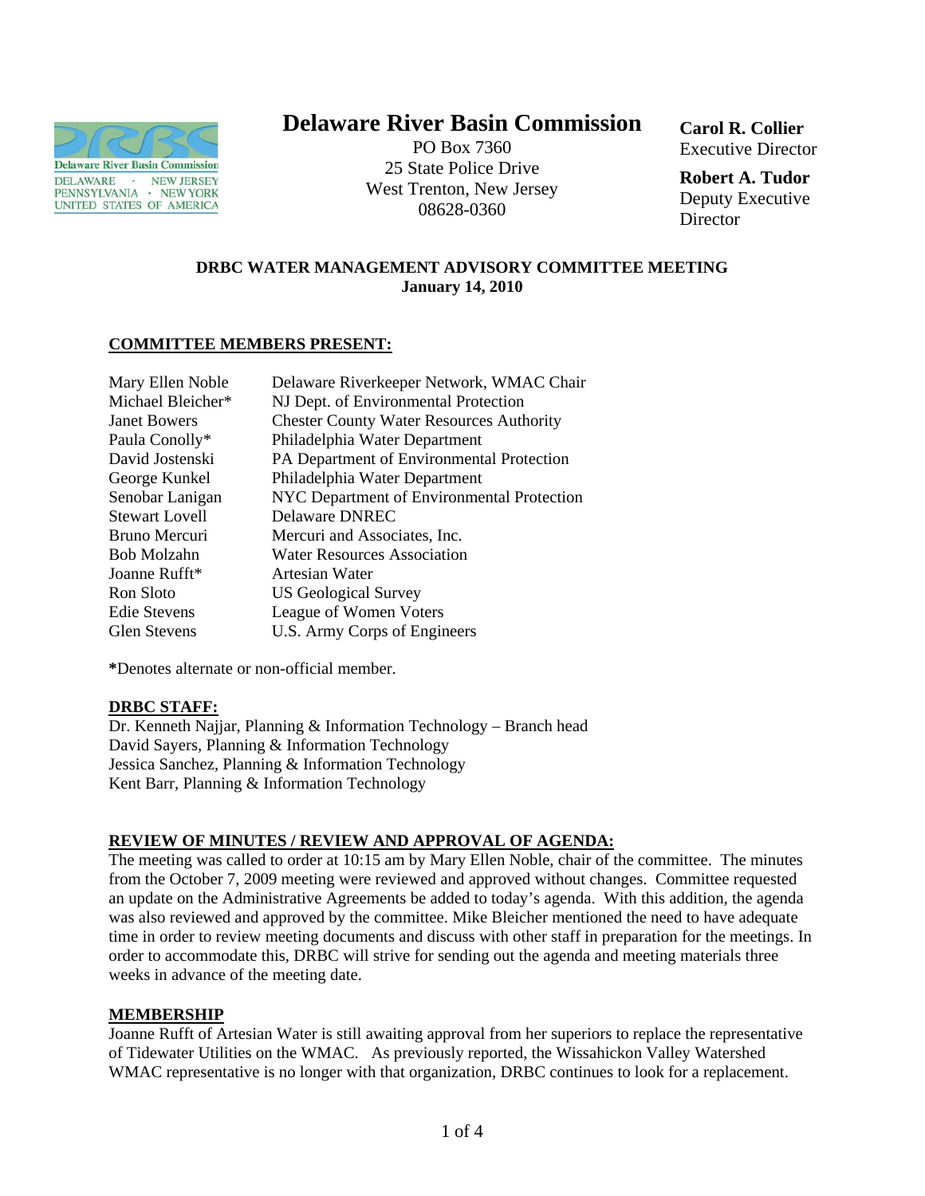# Delaware River Basin Commission

PO Box 7360
25 State Police Drive
West Trenton, New Jersey
08628-0360

**Carol R. Collier**
Executive Director

**Robert A. Tudor**
Deputy Executive Director

**DRBC WATER MANAGEMENT ADVISORY COMMITTEE MEETING**
**January 14, 2010**

## COMMITTEE MEMBERS PRESENT:

| | |
|---|---|
| Mary Ellen Noble | Delaware Riverkeeper Network, WMAC Chair |
| Michael Bleicher* | NJ Dept. of Environmental Protection |
| Janet Bowers | Chester County Water Resources Authority |
| Paula Conolly* | Philadelphia Water Department |
| David Jostenski | PA Department of Environmental Protection |
| George Kunkel | Philadelphia Water Department |
| Senobar Lanigan | NYC Department of Environmental Protection |
| Stewart Lovell | Delaware DNREC |
| Bruno Mercuri | Mercuri and Associates, Inc. |
| Bob Molzahn | Water Resources Association |
| Joanne Rufft* | Artesian Water |
| Ron Sloto | US Geological Survey |
| Edie Stevens | League of Women Voters |
| Glen Stevens | U.S. Army Corps of Engineers |

**\***Denotes alternate or non-official member.

## DRBC STAFF:

Dr. Kenneth Najjar, Planning & Information Technology – Branch head
David Sayers, Planning & Information Technology
Jessica Sanchez, Planning & Information Technology
Kent Barr, Planning & Information Technology

## REVIEW OF MINUTES / REVIEW AND APPROVAL OF AGENDA:

The meeting was called to order at 10:15 am by Mary Ellen Noble, chair of the committee. The minutes from the October 7, 2009 meeting were reviewed and approved without changes. Committee requested an update on the Administrative Agreements be added to today's agenda. With this addition, the agenda was also reviewed and approved by the committee. Mike Bleicher mentioned the need to have adequate time in order to review meeting documents and discuss with other staff in preparation for the meetings. In order to accommodate this, DRBC will strive for sending out the agenda and meeting materials three weeks in advance of the meeting date.

## MEMBERSHIP

Joanne Rufft of Artesian Water is still awaiting approval from her superiors to replace the representative of Tidewater Utilities on the WMAC. As previously reported, the Wissahickon Valley Watershed WMAC representative is no longer with that organization, DRBC continues to look for a replacement.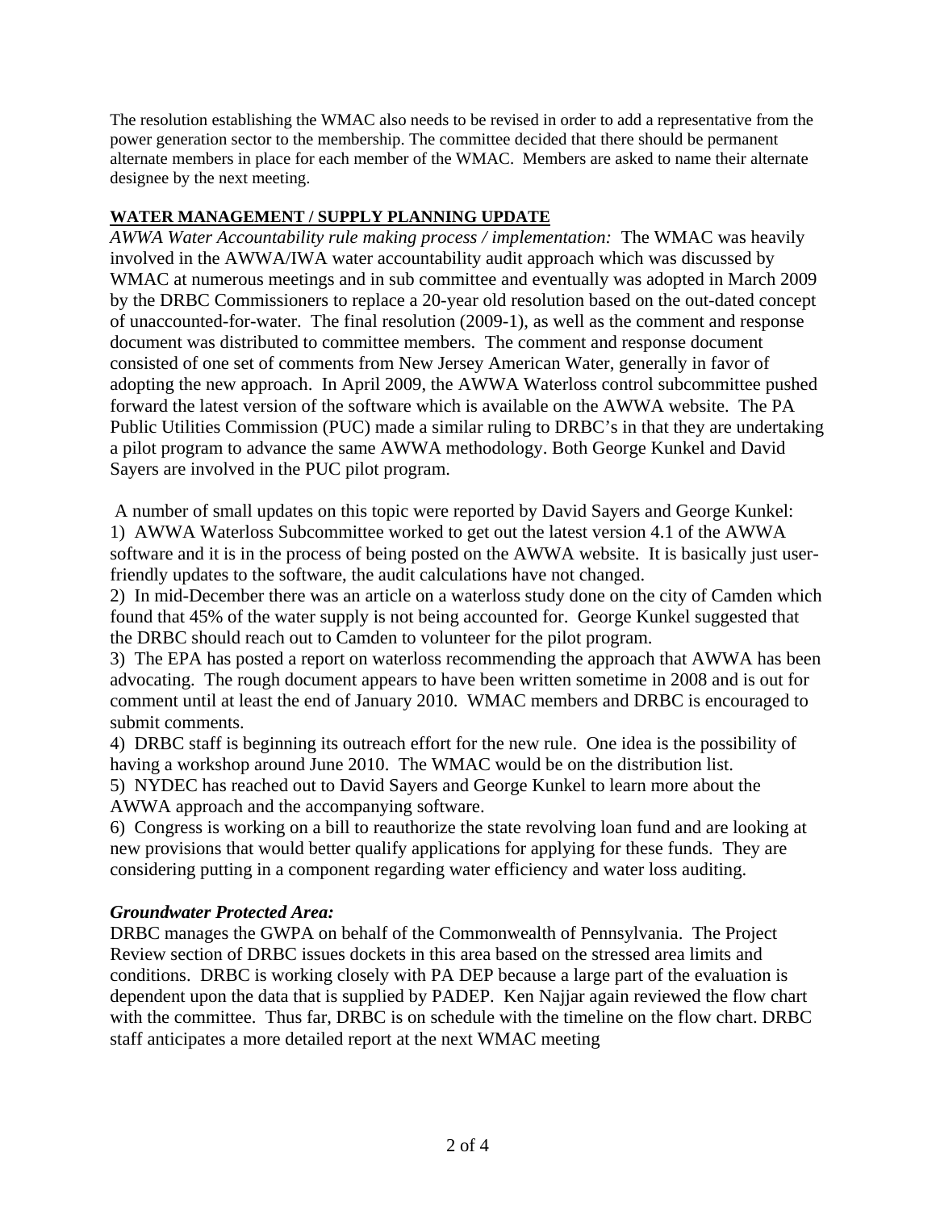The resolution establishing the WMAC also needs to be revised in order to add a representative from the power generation sector to the membership. The committee decided that there should be permanent alternate members in place for each member of the WMAC. Members are asked to name their alternate designee by the next meeting.

## WATER MANAGEMENT / SUPPLY PLANNING UPDATE

*AWWA Water Accountability rule making process / implementation:* The WMAC was heavily involved in the AWWA/IWA water accountability audit approach which was discussed by WMAC at numerous meetings and in sub committee and eventually was adopted in March 2009 by the DRBC Commissioners to replace a 20-year old resolution based on the out-dated concept of unaccounted-for-water. The final resolution (2009-1), as well as the comment and response document was distributed to committee members. The comment and response document consisted of one set of comments from New Jersey American Water, generally in favor of adopting the new approach. In April 2009, the AWWA Waterloss control subcommittee pushed forward the latest version of the software which is available on the AWWA website. The PA Public Utilities Commission (PUC) made a similar ruling to DRBC's in that they are undertaking a pilot program to advance the same AWWA methodology. Both George Kunkel and David Sayers are involved in the PUC pilot program.

A number of small updates on this topic were reported by David Sayers and George Kunkel:

1) AWWA Waterloss Subcommittee worked to get out the latest version 4.1 of the AWWA software and it is in the process of being posted on the AWWA website. It is basically just user-friendly updates to the software, the audit calculations have not changed.
2) In mid-December there was an article on a waterloss study done on the city of Camden which found that 45% of the water supply is not being accounted for. George Kunkel suggested that the DRBC should reach out to Camden to volunteer for the pilot program.
3) The EPA has posted a report on waterloss recommending the approach that AWWA has been advocating. The rough document appears to have been written sometime in 2008 and is out for comment until at least the end of January 2010. WMAC members and DRBC is encouraged to submit comments.
4) DRBC staff is beginning its outreach effort for the new rule. One idea is the possibility of having a workshop around June 2010. The WMAC would be on the distribution list.
5) NYDEC has reached out to David Sayers and George Kunkel to learn more about the AWWA approach and the accompanying software.
6) Congress is working on a bill to reauthorize the state revolving loan fund and are looking at new provisions that would better qualify applications for applying for these funds. They are considering putting in a component regarding water efficiency and water loss auditing.

### *Groundwater Protected Area:*

DRBC manages the GWPA on behalf of the Commonwealth of Pennsylvania. The Project Review section of DRBC issues dockets in this area based on the stressed area limits and conditions. DRBC is working closely with PA DEP because a large part of the evaluation is dependent upon the data that is supplied by PADEP. Ken Najjar again reviewed the flow chart with the committee. Thus far, DRBC is on schedule with the timeline on the flow chart. DRBC staff anticipates a more detailed report at the next WMAC meeting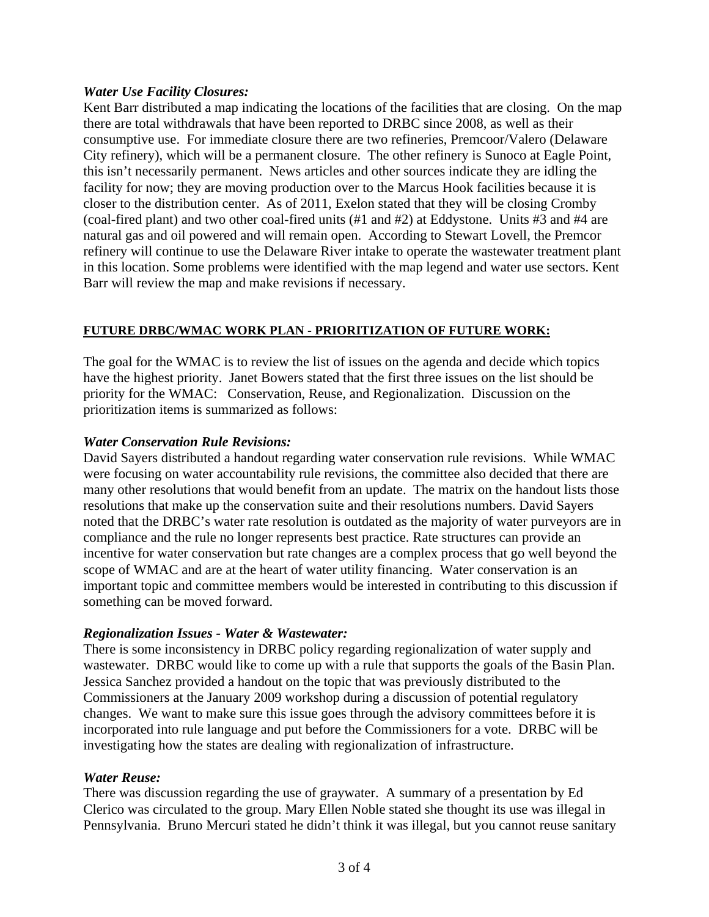***Water Use Facility Closures:***
Kent Barr distributed a map indicating the locations of the facilities that are closing. On the map there are total withdrawals that have been reported to DRBC since 2008, as well as their consumptive use. For immediate closure there are two refineries, Premcoor/Valero (Delaware City refinery), which will be a permanent closure. The other refinery is Sunoco at Eagle Point, this isn't necessarily permanent. News articles and other sources indicate they are idling the facility for now; they are moving production over to the Marcus Hook facilities because it is closer to the distribution center. As of 2011, Exelon stated that they will be closing Cromby (coal-fired plant) and two other coal-fired units (#1 and #2) at Eddystone. Units #3 and #4 are natural gas and oil powered and will remain open. According to Stewart Lovell, the Premcor refinery will continue to use the Delaware River intake to operate the wastewater treatment plant in this location. Some problems were identified with the map legend and water use sectors. Kent Barr will review the map and make revisions if necessary.

## **FUTURE DRBC/WMAC WORK PLAN - PRIORITIZATION OF FUTURE WORK:**

The goal for the WMAC is to review the list of issues on the agenda and decide which topics have the highest priority. Janet Bowers stated that the first three issues on the list should be priority for the WMAC: Conservation, Reuse, and Regionalization. Discussion on the prioritization items is summarized as follows:

***Water Conservation Rule Revisions:***
David Sayers distributed a handout regarding water conservation rule revisions. While WMAC were focusing on water accountability rule revisions, the committee also decided that there are many other resolutions that would benefit from an update. The matrix on the handout lists those resolutions that make up the conservation suite and their resolutions numbers. David Sayers noted that the DRBC's water rate resolution is outdated as the majority of water purveyors are in compliance and the rule no longer represents best practice. Rate structures can provide an incentive for water conservation but rate changes are a complex process that go well beyond the scope of WMAC and are at the heart of water utility financing. Water conservation is an important topic and committee members would be interested in contributing to this discussion if something can be moved forward.

***Regionalization Issues - Water & Wastewater:***
There is some inconsistency in DRBC policy regarding regionalization of water supply and wastewater. DRBC would like to come up with a rule that supports the goals of the Basin Plan. Jessica Sanchez provided a handout on the topic that was previously distributed to the Commissioners at the January 2009 workshop during a discussion of potential regulatory changes. We want to make sure this issue goes through the advisory committees before it is incorporated into rule language and put before the Commissioners for a vote. DRBC will be investigating how the states are dealing with regionalization of infrastructure.

***Water Reuse:***
There was discussion regarding the use of graywater. A summary of a presentation by Ed Clerico was circulated to the group. Mary Ellen Noble stated she thought its use was illegal in Pennsylvania. Bruno Mercuri stated he didn't think it was illegal, but you cannot reuse sanitary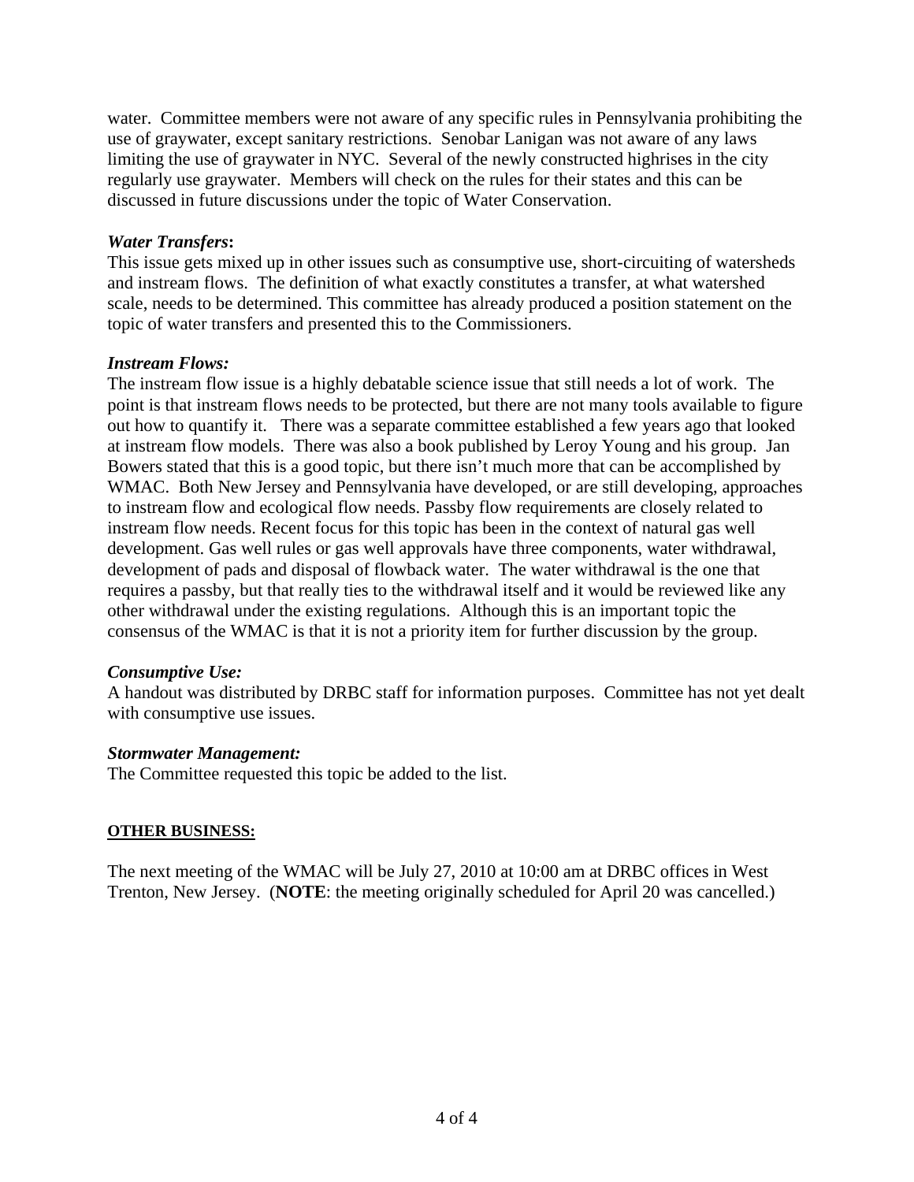water. Committee members were not aware of any specific rules in Pennsylvania prohibiting the use of graywater, except sanitary restrictions. Senobar Lanigan was not aware of any laws limiting the use of graywater in NYC. Several of the newly constructed highrises in the city regularly use graywater. Members will check on the rules for their states and this can be discussed in future discussions under the topic of Water Conservation.

***Water Transfers*:**
This issue gets mixed up in other issues such as consumptive use, short-circuiting of watersheds and instream flows. The definition of what exactly constitutes a transfer, at what watershed scale, needs to be determined. This committee has already produced a position statement on the topic of water transfers and presented this to the Commissioners.

***Instream Flows:***
The instream flow issue is a highly debatable science issue that still needs a lot of work. The point is that instream flows needs to be protected, but there are not many tools available to figure out how to quantify it. There was a separate committee established a few years ago that looked at instream flow models. There was also a book published by Leroy Young and his group. Jan Bowers stated that this is a good topic, but there isn't much more that can be accomplished by WMAC. Both New Jersey and Pennsylvania have developed, or are still developing, approaches to instream flow and ecological flow needs. Passby flow requirements are closely related to instream flow needs. Recent focus for this topic has been in the context of natural gas well development. Gas well rules or gas well approvals have three components, water withdrawal, development of pads and disposal of flowback water. The water withdrawal is the one that requires a passby, but that really ties to the withdrawal itself and it would be reviewed like any other withdrawal under the existing regulations. Although this is an important topic the consensus of the WMAC is that it is not a priority item for further discussion by the group.

***Consumptive Use:***
A handout was distributed by DRBC staff for information purposes. Committee has not yet dealt with consumptive use issues.

***Stormwater Management:***
The Committee requested this topic be added to the list.

**OTHER BUSINESS:**

The next meeting of the WMAC will be July 27, 2010 at 10:00 am at DRBC offices in West Trenton, New Jersey. (**NOTE**: the meeting originally scheduled for April 20 was cancelled.)